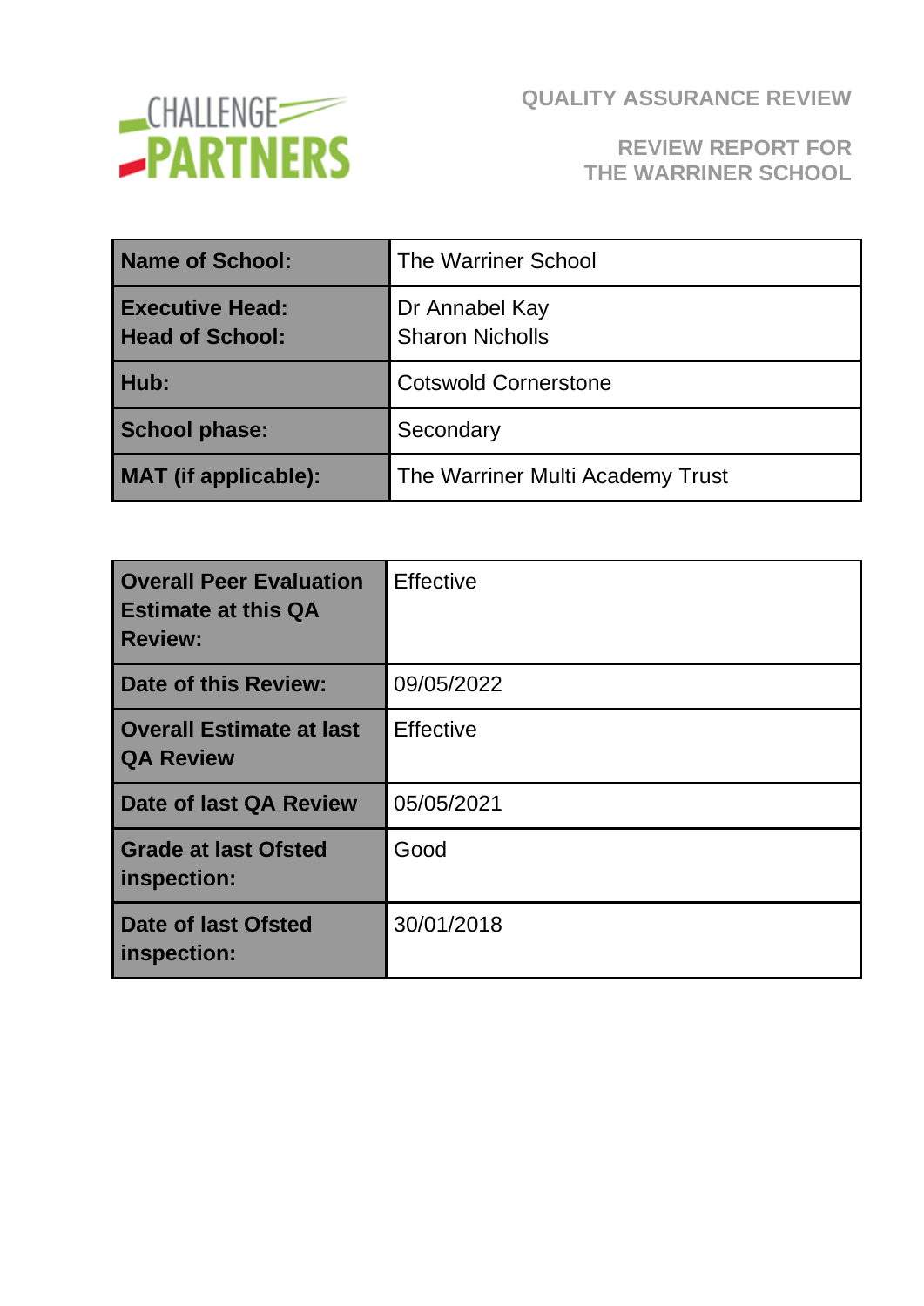CHALLENGE PARTNERS

# QUALITY ASSURANCE REVIEW

## REVIEW REPORT FOR THE WARRINER SCHOOL

| | |
|---|---|
| **Name of School:** | The Warriner School |
| **Executive Head:**<br>**Head of School:** | Dr Annabel Kay<br>Sharon Nicholls |
| **Hub:** | Cotswold Cornerstone |
| **School phase:** | Secondary |
| **MAT (if applicable):** | The Warriner Multi Academy Trust |

| | |
|---|---|
| **Overall Peer Evaluation Estimate at this QA Review:** | Effective |
| **Date of this Review:** | 09/05/2022 |
| **Overall Estimate at last QA Review** | Effective |
| **Date of last QA Review** | 05/05/2021 |
| **Grade at last Ofsted inspection:** | Good |
| **Date of last Ofsted inspection:** | 30/01/2018 |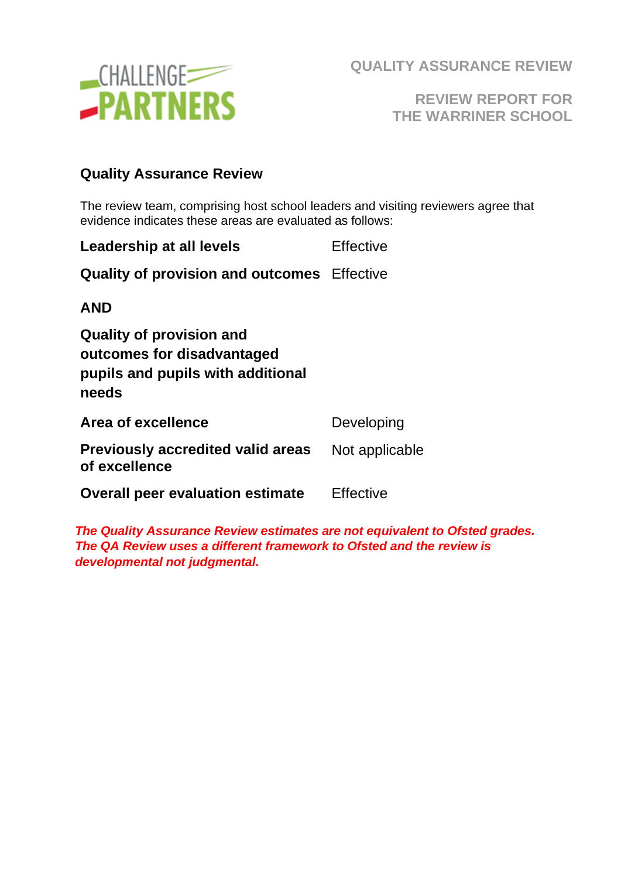QUALITY ASSURANCE REVIEW

REVIEW REPORT FOR THE WARRINER SCHOOL

## Quality Assurance Review

The review team, comprising host school leaders and visiting reviewers agree that evidence indicates these areas are evaluated as follows:

| | |
|---|---|
| **Leadership at all levels** | Effective |
| **Quality of provision and outcomes** | Effective |
| **AND** | |
| **Quality of provision and outcomes for disadvantaged pupils and pupils with additional needs** | |
| **Area of excellence** | Developing |
| **Previously accredited valid areas of excellence** | Not applicable |
| **Overall peer evaluation estimate** | Effective |

***The Quality Assurance Review estimates are not equivalent to Ofsted grades. The QA Review uses a different framework to Ofsted and the review is developmental not judgmental.***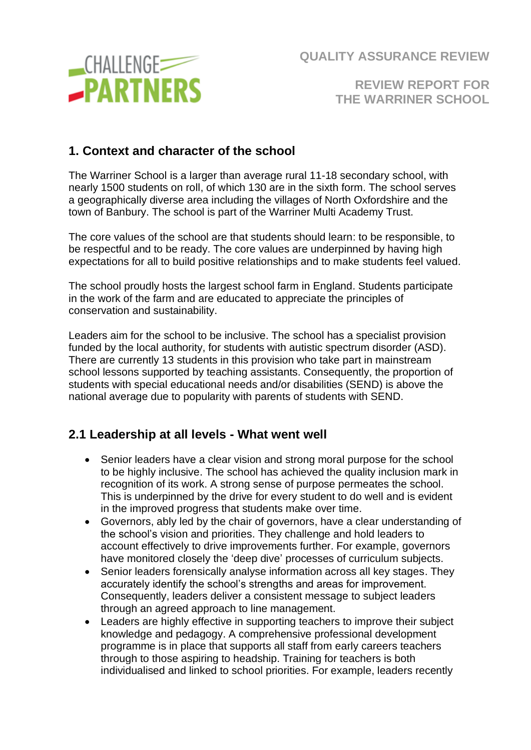# QUALITY ASSURANCE REVIEW

## REVIEW REPORT FOR THE WARRINER SCHOOL

## 1. Context and character of the school

The Warriner School is a larger than average rural 11-18 secondary school, with nearly 1500 students on roll, of which 130 are in the sixth form. The school serves a geographically diverse area including the villages of North Oxfordshire and the town of Banbury. The school is part of the Warriner Multi Academy Trust.

The core values of the school are that students should learn: to be responsible, to be respectful and to be ready. The core values are underpinned by having high expectations for all to build positive relationships and to make students feel valued.

The school proudly hosts the largest school farm in England. Students participate in the work of the farm and are educated to appreciate the principles of conservation and sustainability.

Leaders aim for the school to be inclusive. The school has a specialist provision funded by the local authority, for students with autistic spectrum disorder (ASD). There are currently 13 students in this provision who take part in mainstream school lessons supported by teaching assistants. Consequently, the proportion of students with special educational needs and/or disabilities (SEND) is above the national average due to popularity with parents of students with SEND.

## 2.1 Leadership at all levels - What went well

- Senior leaders have a clear vision and strong moral purpose for the school to be highly inclusive. The school has achieved the quality inclusion mark in recognition of its work. A strong sense of purpose permeates the school. This is underpinned by the drive for every student to do well and is evident in the improved progress that students make over time.
- Governors, ably led by the chair of governors, have a clear understanding of the school's vision and priorities. They challenge and hold leaders to account effectively to drive improvements further. For example, governors have monitored closely the 'deep dive' processes of curriculum subjects.
- Senior leaders forensically analyse information across all key stages. They accurately identify the school's strengths and areas for improvement. Consequently, leaders deliver a consistent message to subject leaders through an agreed approach to line management.
- Leaders are highly effective in supporting teachers to improve their subject knowledge and pedagogy. A comprehensive professional development programme is in place that supports all staff from early careers teachers through to those aspiring to headship. Training for teachers is both individualised and linked to school priorities. For example, leaders recently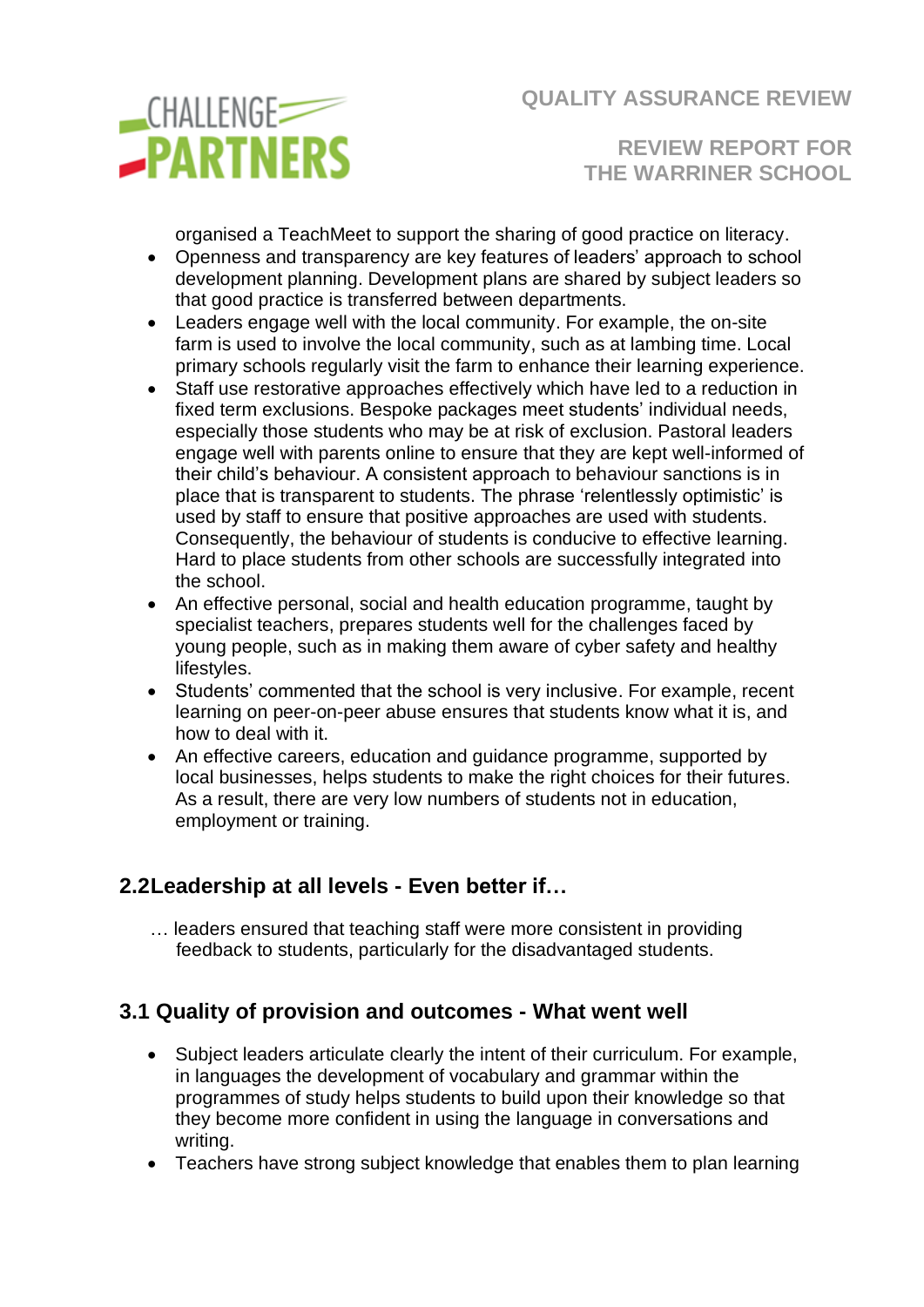organised a TeachMeet to support the sharing of good practice on literacy.

- Openness and transparency are key features of leaders' approach to school development planning. Development plans are shared by subject leaders so that good practice is transferred between departments.
- Leaders engage well with the local community. For example, the on-site farm is used to involve the local community, such as at lambing time. Local primary schools regularly visit the farm to enhance their learning experience.
- Staff use restorative approaches effectively which have led to a reduction in fixed term exclusions. Bespoke packages meet students' individual needs, especially those students who may be at risk of exclusion. Pastoral leaders engage well with parents online to ensure that they are kept well-informed of their child's behaviour. A consistent approach to behaviour sanctions is in place that is transparent to students. The phrase 'relentlessly optimistic' is used by staff to ensure that positive approaches are used with students. Consequently, the behaviour of students is conducive to effective learning. Hard to place students from other schools are successfully integrated into the school.
- An effective personal, social and health education programme, taught by specialist teachers, prepares students well for the challenges faced by young people, such as in making them aware of cyber safety and healthy lifestyles.
- Students' commented that the school is very inclusive. For example, recent learning on peer-on-peer abuse ensures that students know what it is, and how to deal with it.
- An effective careers, education and guidance programme, supported by local businesses, helps students to make the right choices for their futures. As a result, there are very low numbers of students not in education, employment or training.

## 2.2Leadership at all levels - Even better if…

… leaders ensured that teaching staff were more consistent in providing feedback to students, particularly for the disadvantaged students.

## 3.1 Quality of provision and outcomes - What went well

- Subject leaders articulate clearly the intent of their curriculum. For example, in languages the development of vocabulary and grammar within the programmes of study helps students to build upon their knowledge so that they become more confident in using the language in conversations and writing.
- Teachers have strong subject knowledge that enables them to plan learning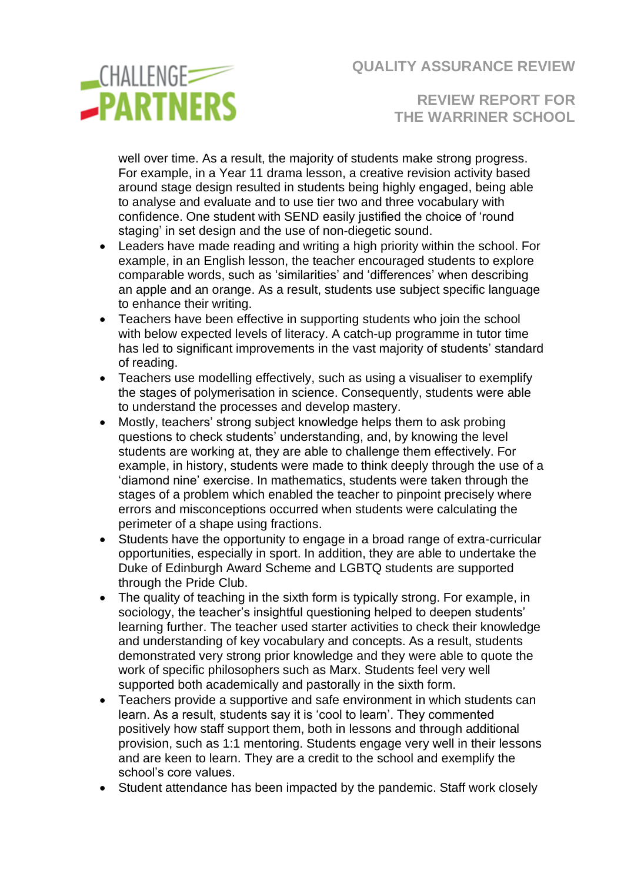well over time. As a result, the majority of students make strong progress. For example, in a Year 11 drama lesson, a creative revision activity based around stage design resulted in students being highly engaged, being able to analyse and evaluate and to use tier two and three vocabulary with confidence. One student with SEND easily justified the choice of 'round staging' in set design and the use of non-diegetic sound.

- Leaders have made reading and writing a high priority within the school. For example, in an English lesson, the teacher encouraged students to explore comparable words, such as 'similarities' and 'differences' when describing an apple and an orange. As a result, students use subject specific language to enhance their writing.
- Teachers have been effective in supporting students who join the school with below expected levels of literacy. A catch-up programme in tutor time has led to significant improvements in the vast majority of students' standard of reading.
- Teachers use modelling effectively, such as using a visualiser to exemplify the stages of polymerisation in science. Consequently, students were able to understand the processes and develop mastery.
- Mostly, teachers' strong subject knowledge helps them to ask probing questions to check students' understanding, and, by knowing the level students are working at, they are able to challenge them effectively. For example, in history, students were made to think deeply through the use of a 'diamond nine' exercise. In mathematics, students were taken through the stages of a problem which enabled the teacher to pinpoint precisely where errors and misconceptions occurred when students were calculating the perimeter of a shape using fractions.
- Students have the opportunity to engage in a broad range of extra-curricular opportunities, especially in sport. In addition, they are able to undertake the Duke of Edinburgh Award Scheme and LGBTQ students are supported through the Pride Club.
- The quality of teaching in the sixth form is typically strong. For example, in sociology, the teacher's insightful questioning helped to deepen students' learning further. The teacher used starter activities to check their knowledge and understanding of key vocabulary and concepts. As a result, students demonstrated very strong prior knowledge and they were able to quote the work of specific philosophers such as Marx. Students feel very well supported both academically and pastorally in the sixth form.
- Teachers provide a supportive and safe environment in which students can learn. As a result, students say it is 'cool to learn'. They commented positively how staff support them, both in lessons and through additional provision, such as 1:1 mentoring. Students engage very well in their lessons and are keen to learn. They are a credit to the school and exemplify the school's core values.
- Student attendance has been impacted by the pandemic. Staff work closely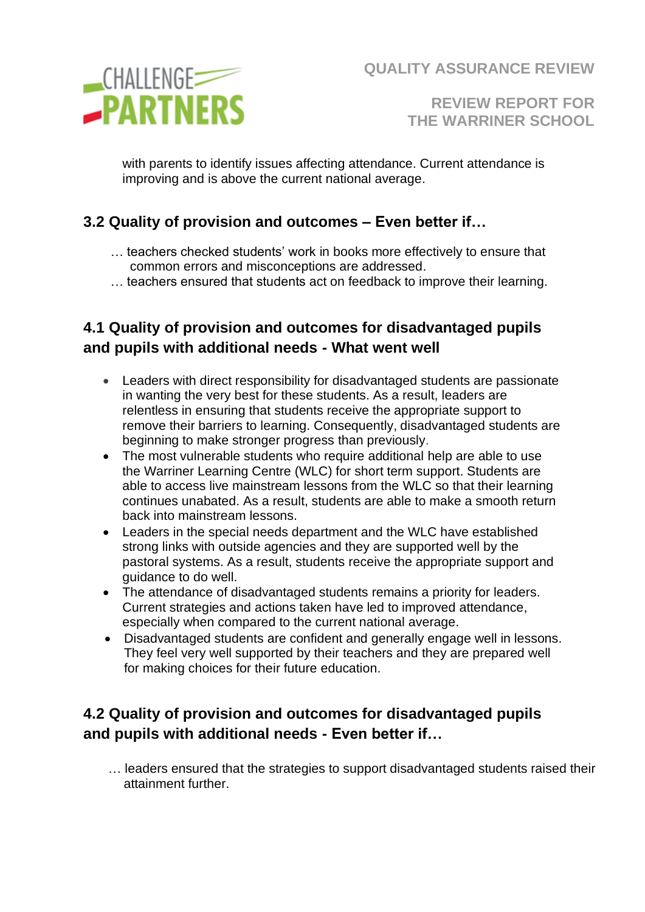with parents to identify issues affecting attendance. Current attendance is improving and is above the current national average.

## 3.2 Quality of provision and outcomes – Even better if…

… teachers checked students' work in books more effectively to ensure that common errors and misconceptions are addressed.

… teachers ensured that students act on feedback to improve their learning.

## 4.1 Quality of provision and outcomes for disadvantaged pupils and pupils with additional needs - What went well

- Leaders with direct responsibility for disadvantaged students are passionate in wanting the very best for these students. As a result, leaders are relentless in ensuring that students receive the appropriate support to remove their barriers to learning. Consequently, disadvantaged students are beginning to make stronger progress than previously.
- The most vulnerable students who require additional help are able to use the Warriner Learning Centre (WLC) for short term support. Students are able to access live mainstream lessons from the WLC so that their learning continues unabated. As a result, students are able to make a smooth return back into mainstream lessons.
- Leaders in the special needs department and the WLC have established strong links with outside agencies and they are supported well by the pastoral systems. As a result, students receive the appropriate support and guidance to do well.
- The attendance of disadvantaged students remains a priority for leaders. Current strategies and actions taken have led to improved attendance, especially when compared to the current national average.
- Disadvantaged students are confident and generally engage well in lessons. They feel very well supported by their teachers and they are prepared well for making choices for their future education.

## 4.2 Quality of provision and outcomes for disadvantaged pupils and pupils with additional needs - Even better if…

… leaders ensured that the strategies to support disadvantaged students raised their attainment further.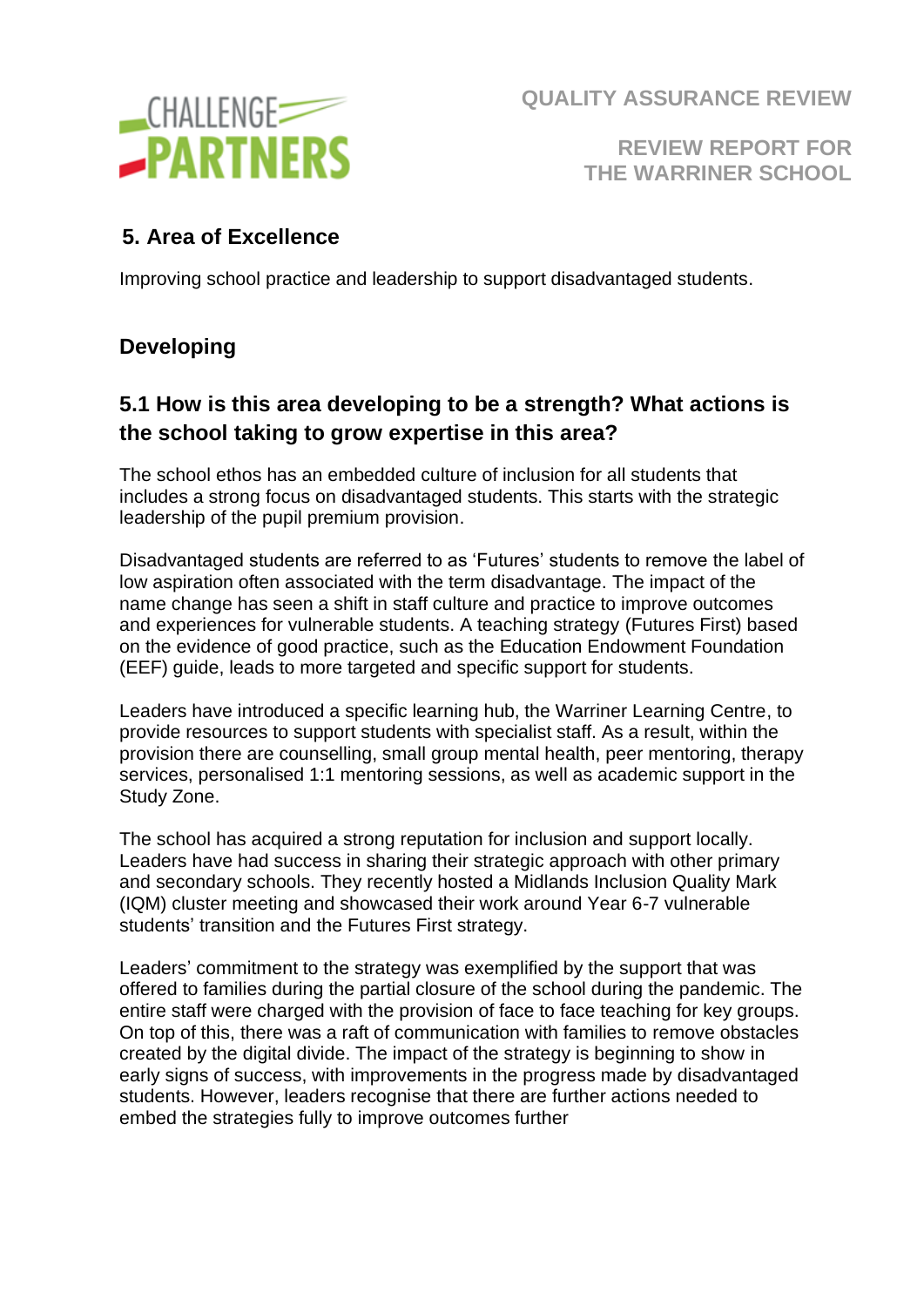## 5. Area of Excellence

Improving school practice and leadership to support disadvantaged students.

### Developing

### 5.1 How is this area developing to be a strength? What actions is the school taking to grow expertise in this area?

The school ethos has an embedded culture of inclusion for all students that includes a strong focus on disadvantaged students. This starts with the strategic leadership of the pupil premium provision.

Disadvantaged students are referred to as 'Futures' students to remove the label of low aspiration often associated with the term disadvantage. The impact of the name change has seen a shift in staff culture and practice to improve outcomes and experiences for vulnerable students. A teaching strategy (Futures First) based on the evidence of good practice, such as the Education Endowment Foundation (EEF) guide, leads to more targeted and specific support for students.

Leaders have introduced a specific learning hub, the Warriner Learning Centre, to provide resources to support students with specialist staff. As a result, within the provision there are counselling, small group mental health, peer mentoring, therapy services, personalised 1:1 mentoring sessions, as well as academic support in the Study Zone.

The school has acquired a strong reputation for inclusion and support locally. Leaders have had success in sharing their strategic approach with other primary and secondary schools. They recently hosted a Midlands Inclusion Quality Mark (IQM) cluster meeting and showcased their work around Year 6-7 vulnerable students' transition and the Futures First strategy.

Leaders' commitment to the strategy was exemplified by the support that was offered to families during the partial closure of the school during the pandemic. The entire staff were charged with the provision of face to face teaching for key groups. On top of this, there was a raft of communication with families to remove obstacles created by the digital divide. The impact of the strategy is beginning to show in early signs of success, with improvements in the progress made by disadvantaged students. However, leaders recognise that there are further actions needed to embed the strategies fully to improve outcomes further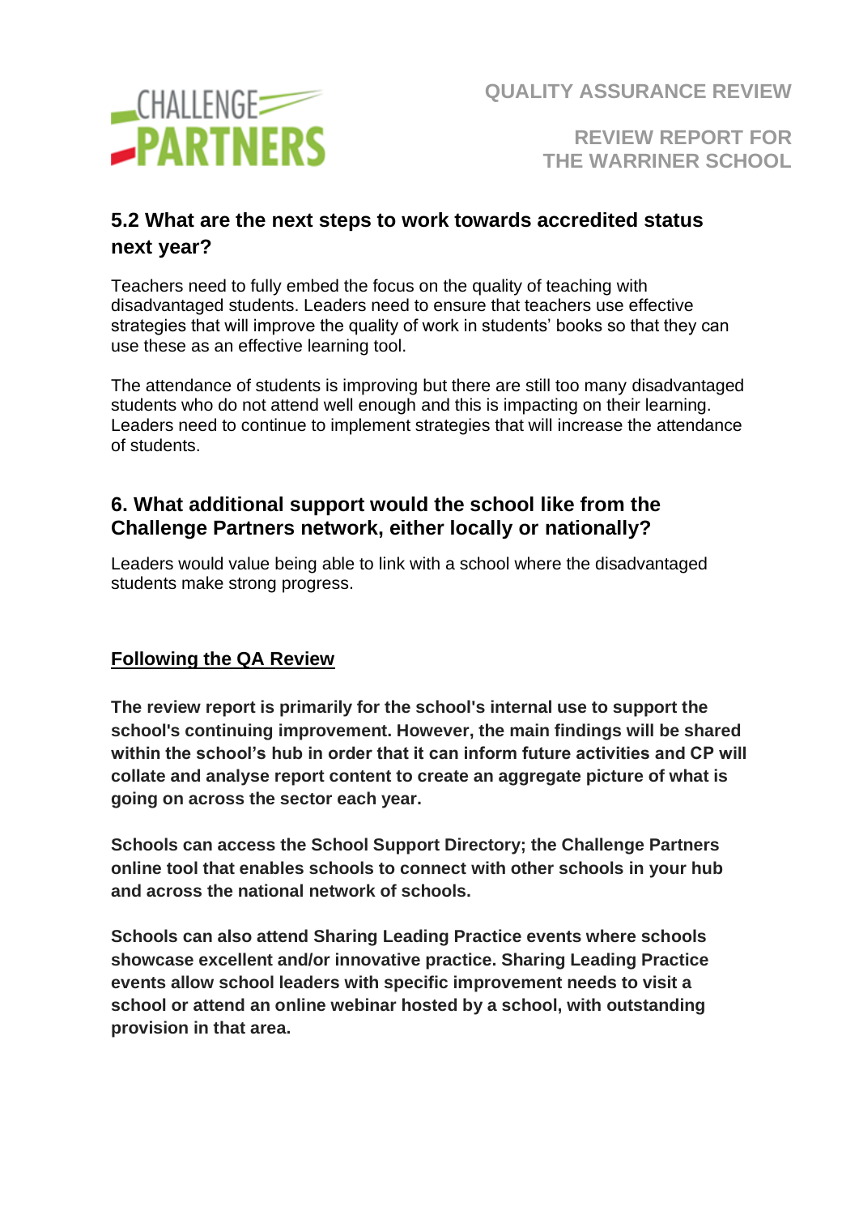## 5.2 What are the next steps to work towards accredited status next year?

Teachers need to fully embed the focus on the quality of teaching with disadvantaged students. Leaders need to ensure that teachers use effective strategies that will improve the quality of work in students' books so that they can use these as an effective learning tool.

The attendance of students is improving but there are still too many disadvantaged students who do not attend well enough and this is impacting on their learning. Leaders need to continue to implement strategies that will increase the attendance of students.

## 6. What additional support would the school like from the Challenge Partners network, either locally or nationally?

Leaders would value being able to link with a school where the disadvantaged students make strong progress.

## Following the QA Review

**The review report is primarily for the school's internal use to support the school's continuing improvement. However, the main findings will be shared within the school's hub in order that it can inform future activities and CP will collate and analyse report content to create an aggregate picture of what is going on across the sector each year.**

**Schools can access the School Support Directory; the Challenge Partners online tool that enables schools to connect with other schools in your hub and across the national network of schools.**

**Schools can also attend Sharing Leading Practice events where schools showcase excellent and/or innovative practice. Sharing Leading Practice events allow school leaders with specific improvement needs to visit a school or attend an online webinar hosted by a school, with outstanding provision in that area.**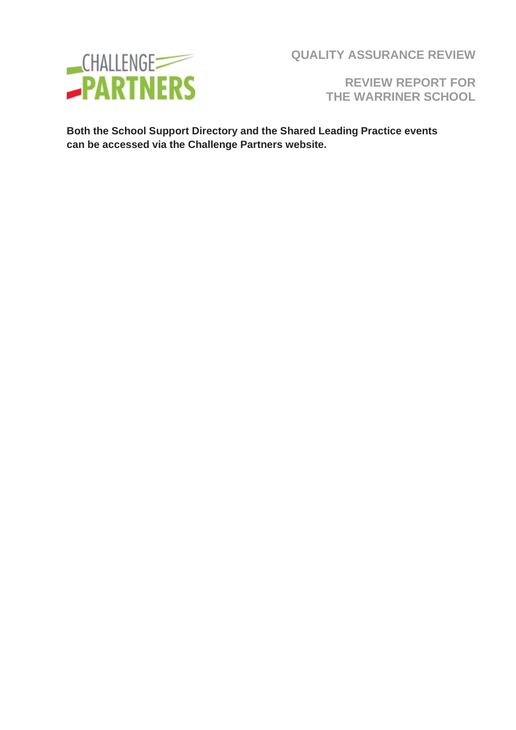**Both the School Support Directory and the Shared Leading Practice events can be accessed via the Challenge Partners website.**